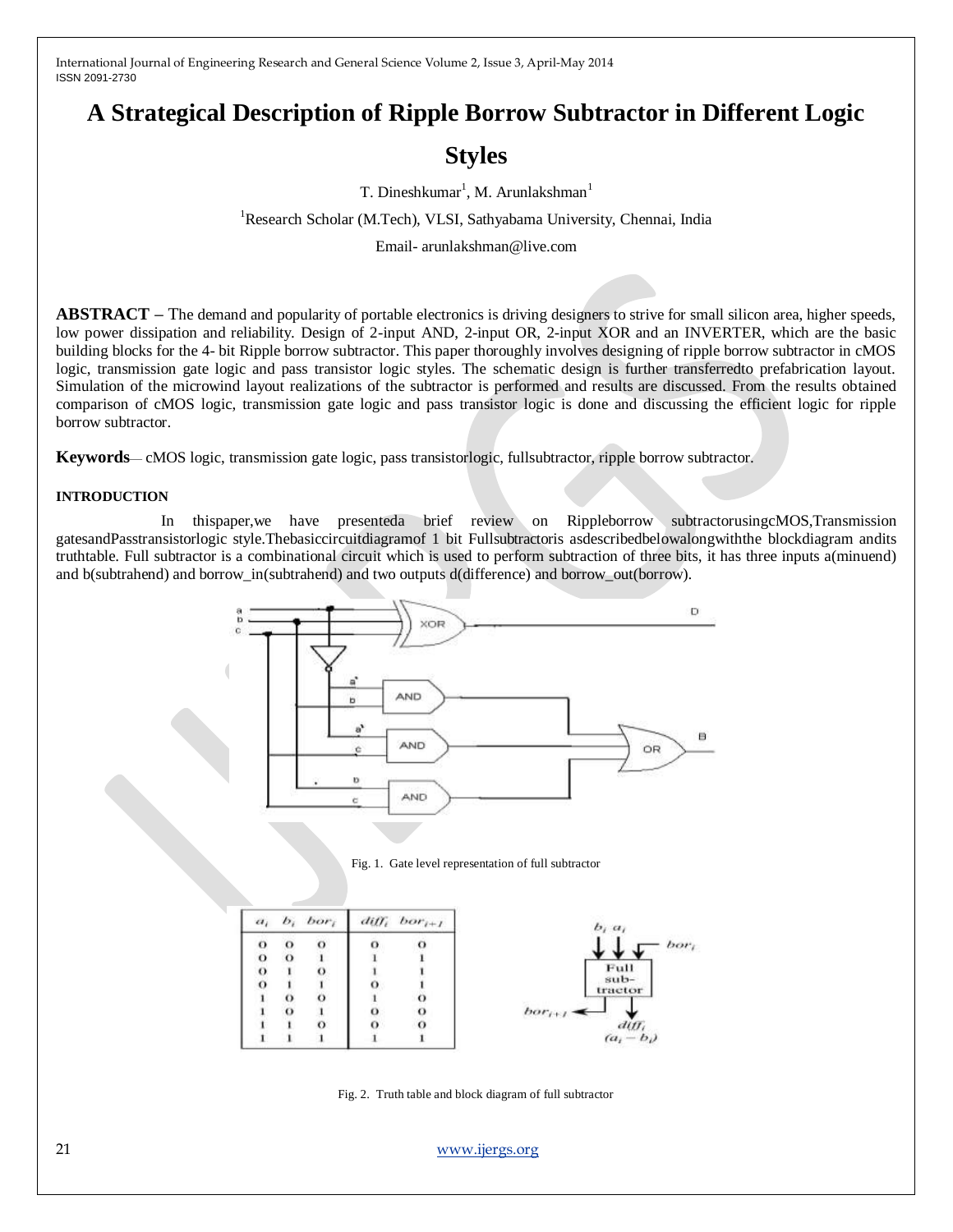# A Strategical Description of Ripple Borrow Subtractor in Different Logic Styles

T. Dineshkumar[1], M. Arunlakshman[1]

[1]Research Scholar (M.Tech), VLSI, Sathyabama University, Chennai, India

Email- arunlakshman@live.com

**ABSTRACT –** The demand and popularity of portable electronics is driving designers to strive for small silicon area, higher speeds, low power dissipation and reliability. Design of 2-input AND, 2-input OR, 2-input XOR and an INVERTER, which are the basic building blocks for the 4- bit Ripple borrow subtractor. This paper thoroughly involves designing of ripple borrow subtractor in cMOS logic, transmission gate logic and pass transistor logic styles. The schematic design is further transferredto prefabrication layout. Simulation of the microwind layout realizations of the subtractor is performed and results are discussed. From the results obtained comparison of cMOS logic, transmission gate logic and pass transistor logic is done and discussing the efficient logic for ripple borrow subtractor.

**Keywords**— cMOS logic, transmission gate logic, pass transistorlogic, fullsubtractor, ripple borrow subtractor.

**INTRODUCTION**

In thispaper,we have presenteda brief review on Rippleborrow subtractorusingcMOS,Transmission gatesandPasstransistorlogic style.Thebasiccircuitdiagramof 1 bit Fullsubtractoris asdescribedbelowalongwiththe blockdiagram andits truthtable. Full subtractor is a combinational circuit which is used to perform subtraction of three bits, it has three inputs a(minuend) and b(subtrahend) and borrow_in(subtrahend) and two outputs d(difference) and borrow_out(borrow).

Fig. 1. Gate level representation of full subtractor

| $a_i$ | $b_i$ | $bor_i$ | $diff_i$ | $bor_{i+1}$ |
|---|---|---|---|---|
| 0 | 0 | 0 | 0 | 0 |
| 0 | 0 | 1 | 1 | 1 |
| 0 | 1 | 0 | 1 | 1 |
| 0 | 1 | 1 | 0 | 1 |
| 1 | 0 | 0 | 1 | 0 |
| 1 | 0 | 1 | 0 | 0 |
| 1 | 1 | 0 | 0 | 0 |
| 1 | 1 | 1 | 1 | 1 |

Fig. 2. Truth table and block diagram of full subtractor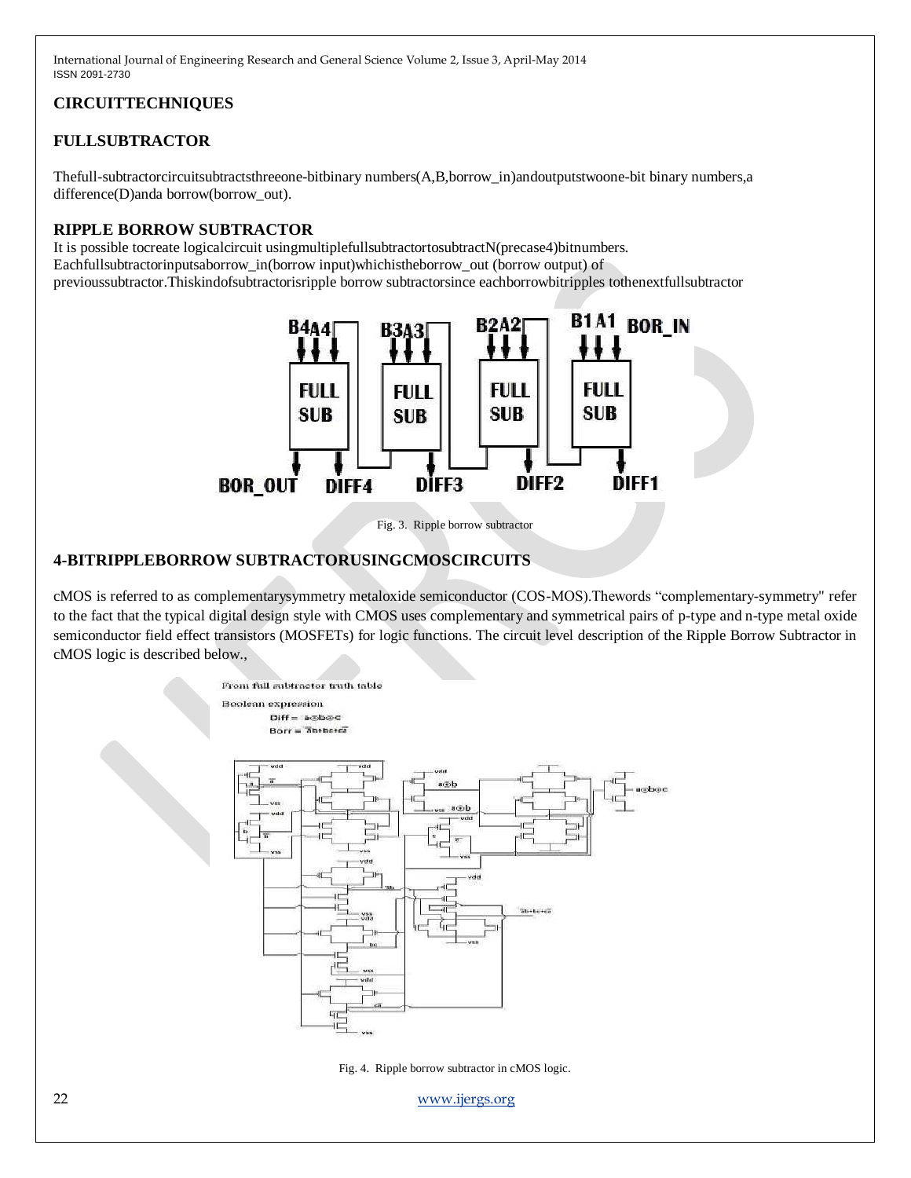## CIRCUITTECHNIQUES

### FULLSUBTRACTOR

Thefull-subtractorcircuitsubtractsthreeone-bitbinary numbers(A,B,borrow_in)andoutputstwoone-bit binary numbers,a difference(D)anda borrow(borrow_out).

### RIPPLE BORROW SUBTRACTOR

It is possible tocreate logicalcircuit usingmultiplefullsubtractortosubtractN(precase4)bitnumbers. Eachfullsubtractorinputsaborrow_in(borrow input)whichistheborrow_out (borrow output) of previoussubtractor.Thiskindofsubtractorisripple borrow subtractorsince eachborrowbitripples tothenextfullsubtractor

Fig. 3. Ripple borrow subtractor

### 4-BITRIPPLEBORROW SUBTRACTORUSINGCMOSCIRCUITS

cMOS is referred to as complementarysymmetry metaloxide semiconductor (COS-MOS).Thewords "complementary-symmetry" refer to the fact that the typical digital design style with CMOS uses complementary and symmetrical pairs of p-type and n-type metal oxide semiconductor field effect transistors (MOSFETs) for logic functions. The circuit level description of the Ripple Borrow Subtractor in cMOS logic is described below.,

Fig. 4. Ripple borrow subtractor in cMOS logic.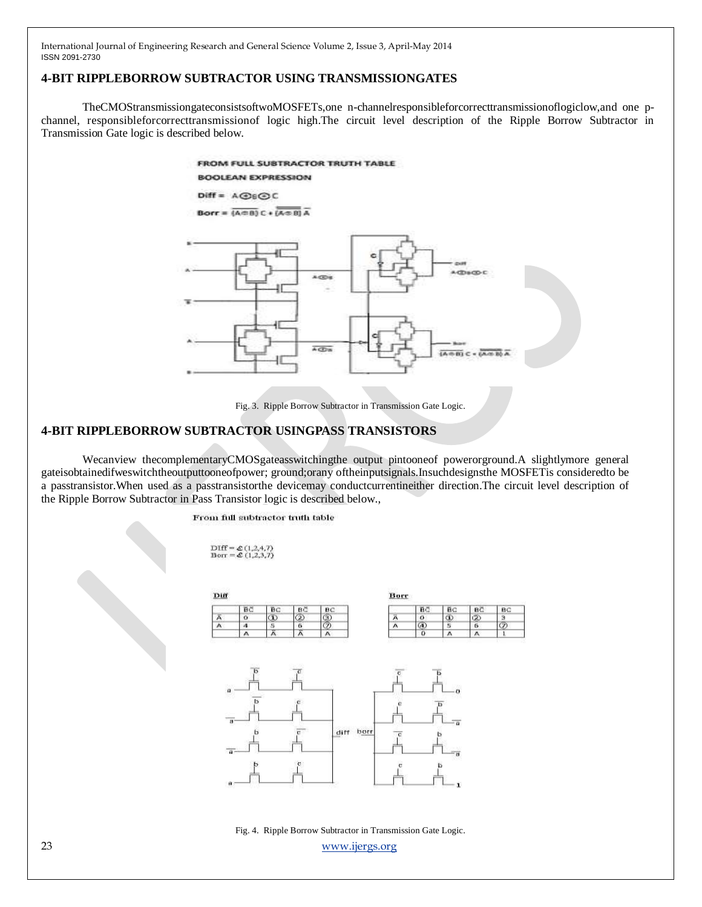## 4-BIT RIPPLEBORROW SUBTRACTOR USING TRANSMISSIONGATES

TheCMOStransmissiongateconsistsoftwoMOSFETs,one n-channelresponsibleforcorrecttransmissionoflogiclow,and one p-channel, responsibleforcorrecttransmissionof logic high.The circuit level description of the Ripple Borrow Subtractor in Transmission Gate logic is described below.

FROM FULL SUBTRACTOR TRUTH TABLE

BOOLEAN EXPRESSION

Diff = $A \odot B \odot C$

Borr = $\overline{(A \odot B)}\,C + \overline{(A \odot B)}\,\overline{A}$

Fig. 3. Ripple Borrow Subtractor in Transmission Gate Logic.

## 4-BIT RIPPLEBORROW SUBTRACTOR USINGPASS TRANSISTORS

Wecanview thecomplementaryCMOSgateasswitchingthe output pintooneof powerorground.A slightlymore general gateisobtainedifweswitchtheoutputtooneofpower; ground;orany oftheinputsignals.Insuchdesignsthe MOSFETis consideredto be a passtransistor.When used as a passtransistorthe devicemay conductcurrentineither direction.The circuit level description of the Ripple Borrow Subtractor in Pass Transistor logic is described below.,

From full subtractor truth table

DIff = $\Sigma$ (1,2,4,7)
Borr = $\Sigma$ (1,2,3,7)

**Diff**

| | $B\bar{C}$ | $\bar{B}C$ | $B\bar{C}$ | BC |
|---|---|---|---|---|
| $\bar{A}$ | 0 | ① | ② | ③ |
| A | 4 | 5 | 6 | ⑦ |
| | A | $\bar{A}$ | $\bar{A}$ | A |

**Borr**

| | $B\bar{C}$ | $\bar{B}C$ | $B\bar{C}$ | BC |
|---|---|---|---|---|
| $\bar{A}$ | 0 | ① | ② | 3 |
| A | ④ | 5 | 6 | ⑦ |
| | 0 | A | A | 1 |

Fig. 4. Ripple Borrow Subtractor in Transmission Gate Logic.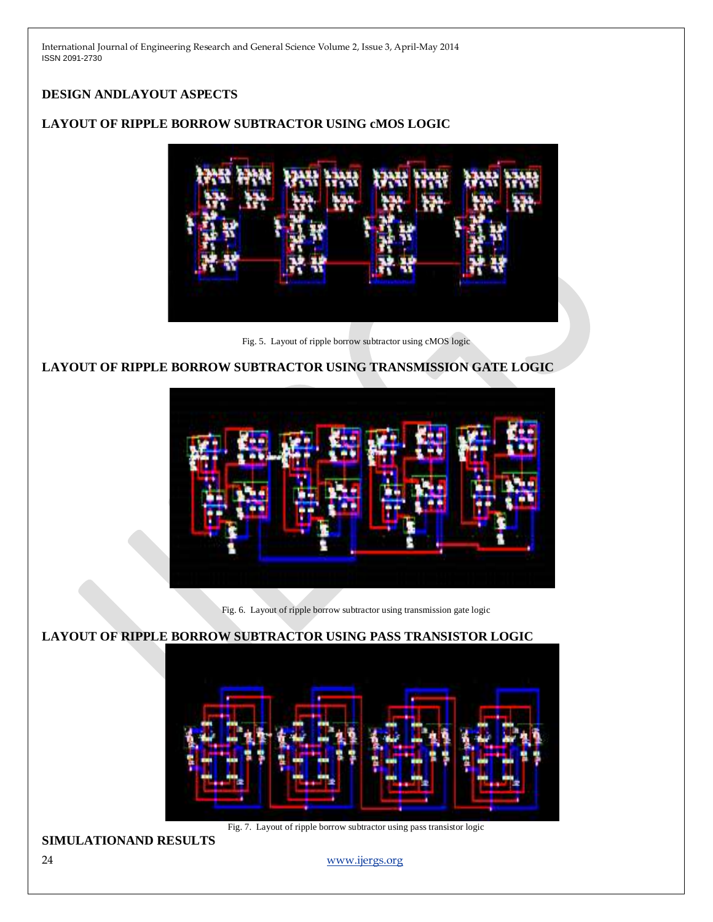## DESIGN ANDLAYOUT ASPECTS

### LAYOUT OF RIPPLE BORROW SUBTRACTOR USING cMOS LOGIC

Fig. 5. Layout of ripple borrow subtractor using cMOS logic

### LAYOUT OF RIPPLE BORROW SUBTRACTOR USING TRANSMISSION GATE LOGIC

Fig. 6. Layout of ripple borrow subtractor using transmission gate logic

### LAYOUT OF RIPPLE BORROW SUBTRACTOR USING PASS TRANSISTOR LOGIC

Fig. 7. Layout of ripple borrow subtractor using pass transistor logic

## SIMULATIONAND RESULTS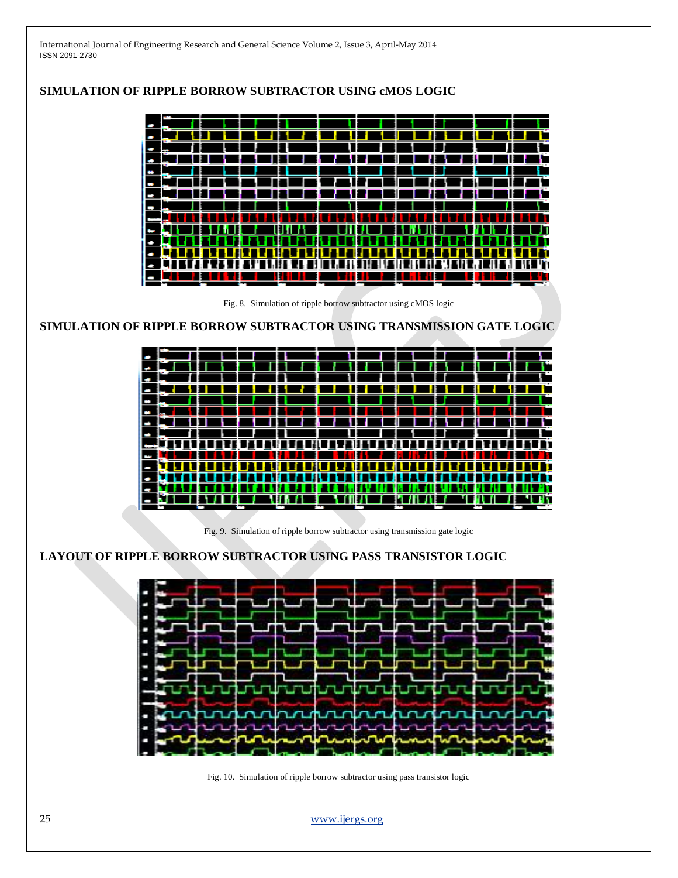## SIMULATION OF RIPPLE BORROW SUBTRACTOR USING cMOS LOGIC

Fig. 8. Simulation of ripple borrow subtractor using cMOS logic

## SIMULATION OF RIPPLE BORROW SUBTRACTOR USING TRANSMISSION GATE LOGIC

Fig. 9. Simulation of ripple borrow subtractor using transmission gate logic

## LAYOUT OF RIPPLE BORROW SUBTRACTOR USING PASS TRANSISTOR LOGIC

Fig. 10. Simulation of ripple borrow subtractor using pass transistor logic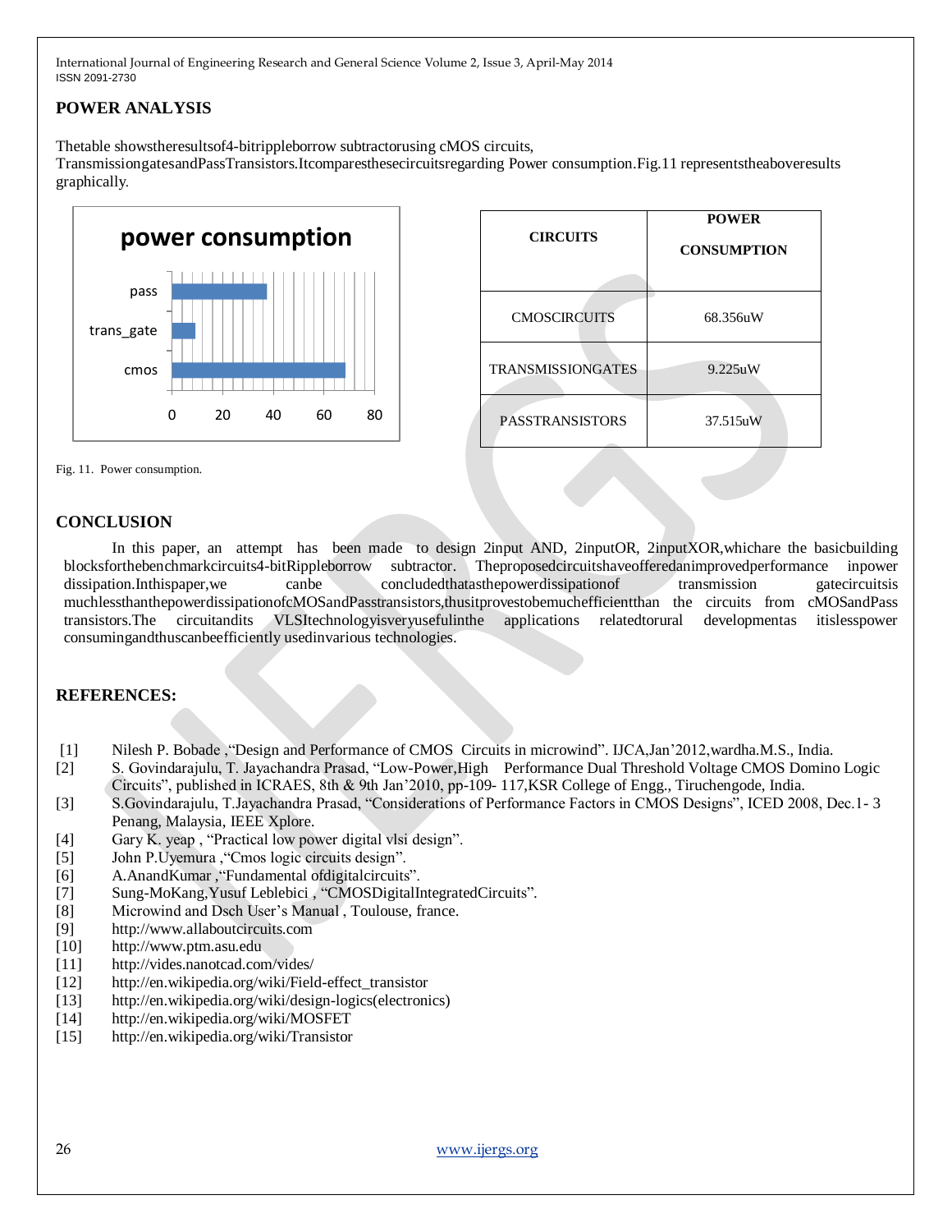## POWER ANALYSIS

Thetable showstheresultsof4-bitrippleborrow subtractorusing cMOS circuits, TransmissiongatesandPassTransistors.Itcomparesthesecircuitsregarding Power consumption.Fig.11 representstheaboveresults graphically.

power consumption

pass

trans_gate

cmos

0 20 40 60 80

Fig. 11. Power consumption.

| CIRCUITS | POWER CONSUMPTION |
|---|---|
| CMOSCIRCUITS | 68.356uW |
| TRANSMISSIONGATES | 9.225uW |
| PASSTRANSISTORS | 37.515uW |

## CONCLUSION

In this paper, an attempt has been made to design 2input AND, 2inputOR, 2inputXOR,whichare the basicbuilding blocksforthebenchmarkcircuits4-bitRippleborrow subtractor. Theproposedcircuitshaveofferedanimprovedperformance inpower dissipation.Inthispaper,we canbe concludedthatasthepowerdissipationof transmission gatecircuitsis muchlessthanthepowerdissipationofcMOSandPasstransistors,thusitprovestobemuchefficientthan the circuits from cMOSandPass transistors.The circuitandits VLSItechnologyisveryusefulinthe applications relatedtorural developmentas itislesspower consumingandthuscanbeefficiently usedinvarious technologies.

## REFERENCES:

[1] Nilesh P. Bobade ,"Design and Performance of CMOS Circuits in microwind". IJCA,Jan'2012,wardha.M.S., India.

[2] S. Govindarajulu, T. Jayachandra Prasad, "Low-Power,High Performance Dual Threshold Voltage CMOS Domino Logic Circuits", published in ICRAES, 8th & 9th Jan'2010, pp-109- 117,KSR College of Engg., Tiruchengode, India.

[3] S.Govindarajulu, T.Jayachandra Prasad, "Considerations of Performance Factors in CMOS Designs", ICED 2008, Dec.1- 3 Penang, Malaysia, IEEE Xplore.

[4] Gary K. yeap , "Practical low power digital vlsi design".

[5] John P.Uyemura ,"Cmos logic circuits design".

[6] A.AnandKumar ,"Fundamental ofdigitalcircuits".

[7] Sung-MoKang,Yusuf Leblebici , "CMOSDigitalIntegratedCircuits".

[8] Microwind and Dsch User's Manual , Toulouse, france.

[9] http://www.allaboutcircuits.com

[10] http://www.ptm.asu.edu

[11] http://vides.nanotcad.com/vides/

[12] http://en.wikipedia.org/wiki/Field-effect_transistor

[13] http://en.wikipedia.org/wiki/design-logics(electronics)

[14] http://en.wikipedia.org/wiki/MOSFET

[15] http://en.wikipedia.org/wiki/Transistor